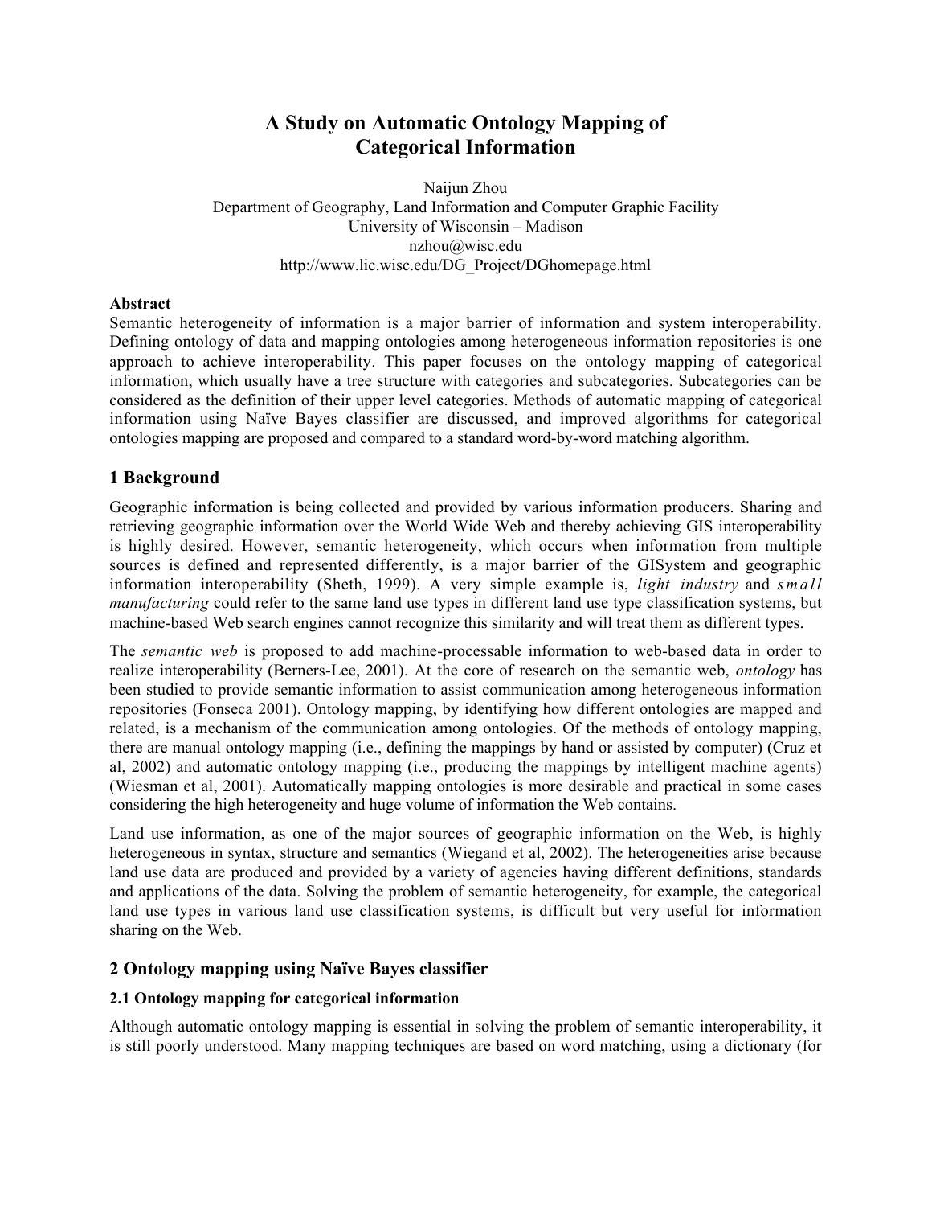# A Study on Automatic Ontology Mapping of Categorical Information

Naijun Zhou
Department of Geography, Land Information and Computer Graphic Facility
University of Wisconsin – Madison
nzhou@wisc.edu
http://www.lic.wisc.edu/DG_Project/DGhomepage.html

**Abstract**

Semantic heterogeneity of information is a major barrier of information and system interoperability. Defining ontology of data and mapping ontologies among heterogeneous information repositories is one approach to achieve interoperability. This paper focuses on the ontology mapping of categorical information, which usually have a tree structure with categories and subcategories. Subcategories can be considered as the definition of their upper level categories. Methods of automatic mapping of categorical information using Naïve Bayes classifier are discussed, and improved algorithms for categorical ontologies mapping are proposed and compared to a standard word-by-word matching algorithm.

## 1 Background

Geographic information is being collected and provided by various information producers. Sharing and retrieving geographic information over the World Wide Web and thereby achieving GIS interoperability is highly desired. However, semantic heterogeneity, which occurs when information from multiple sources is defined and represented differently, is a major barrier of the GISystem and geographic information interoperability (Sheth, 1999). A very simple example is, *light industry* and *small manufacturing* could refer to the same land use types in different land use type classification systems, but machine-based Web search engines cannot recognize this similarity and will treat them as different types.

The *semantic web* is proposed to add machine-processable information to web-based data in order to realize interoperability (Berners-Lee, 2001). At the core of research on the semantic web, *ontology* has been studied to provide semantic information to assist communication among heterogeneous information repositories (Fonseca 2001). Ontology mapping, by identifying how different ontologies are mapped and related, is a mechanism of the communication among ontologies. Of the methods of ontology mapping, there are manual ontology mapping (i.e., defining the mappings by hand or assisted by computer) (Cruz et al, 2002) and automatic ontology mapping (i.e., producing the mappings by intelligent machine agents) (Wiesman et al, 2001). Automatically mapping ontologies is more desirable and practical in some cases considering the high heterogeneity and huge volume of information the Web contains.

Land use information, as one of the major sources of geographic information on the Web, is highly heterogeneous in syntax, structure and semantics (Wiegand et al, 2002). The heterogeneities arise because land use data are produced and provided by a variety of agencies having different definitions, standards and applications of the data. Solving the problem of semantic heterogeneity, for example, the categorical land use types in various land use classification systems, is difficult but very useful for information sharing on the Web.

## 2 Ontology mapping using Naïve Bayes classifier

### 2.1 Ontology mapping for categorical information

Although automatic ontology mapping is essential in solving the problem of semantic interoperability, it is still poorly understood. Many mapping techniques are based on word matching, using a dictionary (for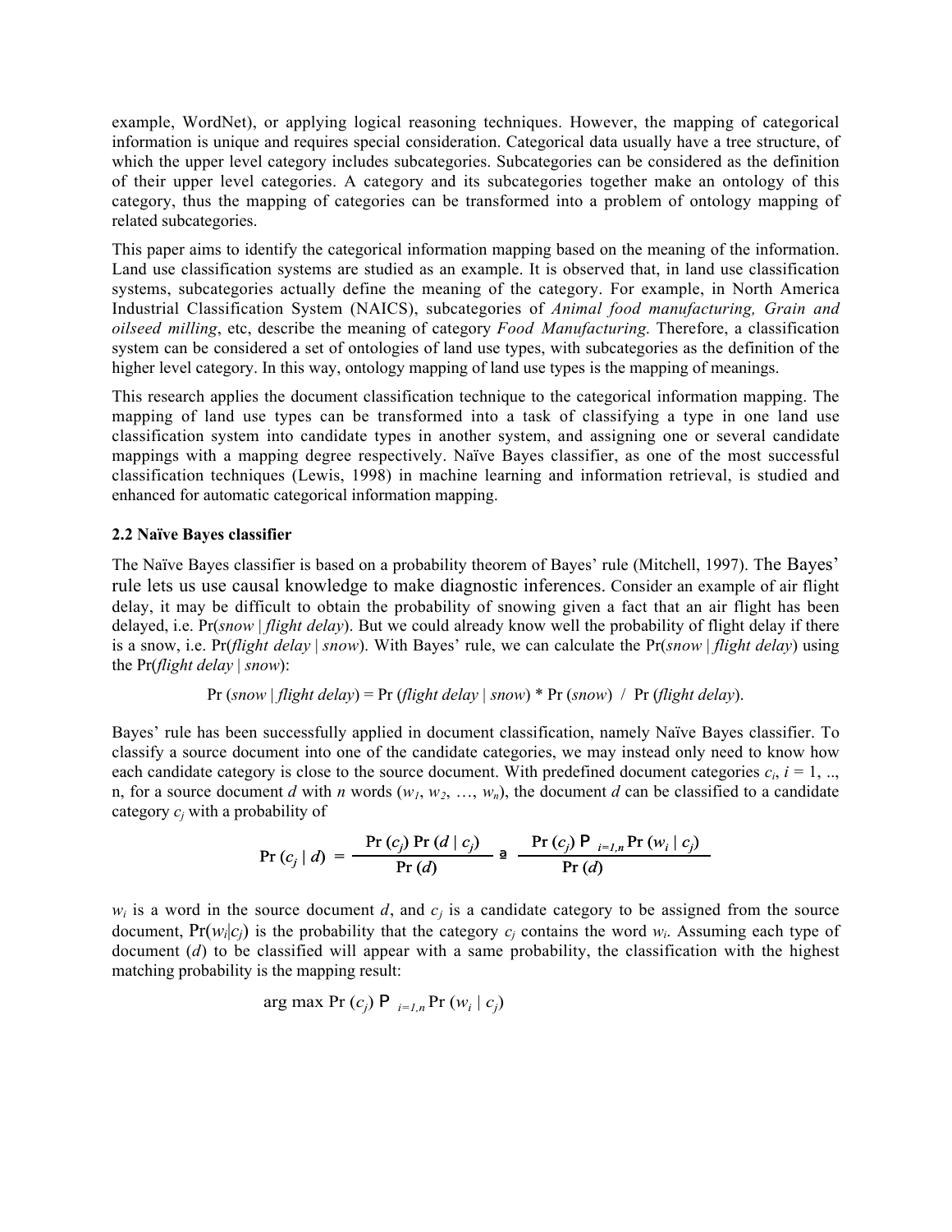example, WordNet), or applying logical reasoning techniques. However, the mapping of categorical information is unique and requires special consideration. Categorical data usually have a tree structure, of which the upper level category includes subcategories. Subcategories can be considered as the definition of their upper level categories. A category and its subcategories together make an ontology of this category, thus the mapping of categories can be transformed into a problem of ontology mapping of related subcategories.

This paper aims to identify the categorical information mapping based on the meaning of the information. Land use classification systems are studied as an example. It is observed that, in land use classification systems, subcategories actually define the meaning of the category. For example, in North America Industrial Classification System (NAICS), subcategories of *Animal food manufacturing, Grain and oilseed milling*, etc, describe the meaning of category *Food Manufacturing*. Therefore, a classification system can be considered a set of ontologies of land use types, with subcategories as the definition of the higher level category. In this way, ontology mapping of land use types is the mapping of meanings.

This research applies the document classification technique to the categorical information mapping. The mapping of land use types can be transformed into a task of classifying a type in one land use classification system into candidate types in another system, and assigning one or several candidate mappings with a mapping degree respectively. Naïve Bayes classifier, as one of the most successful classification techniques (Lewis, 1998) in machine learning and information retrieval, is studied and enhanced for automatic categorical information mapping.

### 2.2 Naïve Bayes classifier

The Naïve Bayes classifier is based on a probability theorem of Bayes' rule (Mitchell, 1997). The Bayes' rule lets us use causal knowledge to make diagnostic inferences. Consider an example of air flight delay, it may be difficult to obtain the probability of snowing given a fact that an air flight has been delayed, i.e. Pr(*snow* | *flight delay*). But we could already know well the probability of flight delay if there is a snow, i.e. Pr(*flight delay* | *snow*). With Bayes' rule, we can calculate the Pr(*snow* | *flight delay*) using the Pr(*flight delay* | *snow*):

$$\Pr(\textit{snow} \mid \textit{flight delay}) = \Pr(\textit{flight delay} \mid \textit{snow}) * \Pr(\textit{snow}) \; / \; \Pr(\textit{flight delay}).$$

Bayes' rule has been successfully applied in document classification, namely Naïve Bayes classifier. To classify a source document into one of the candidate categories, we may instead only need to know how each candidate category is close to the source document. With predefined document categories $c_i$, $i = 1, .., n$, for a source document $d$ with $n$ words ($w_1, w_2, \ldots, w_n$), the document $d$ can be classified to a candidate category $c_j$ with a probability of

$$\Pr(c_j \mid d) = \frac{\Pr(c_j)\Pr(d \mid c_j)}{\Pr(d)} \approx \frac{\Pr(c_j)\prod_{i=1,n}\Pr(w_i \mid c_j)}{\Pr(d)}$$

$w_i$ is a word in the source document $d$, and $c_j$ is a candidate category to be assigned from the source document, $\Pr(w_i|c_j)$ is the probability that the category $c_j$ contains the word $w_i$. Assuming each type of document ($d$) to be classified will appear with a same probability, the classification with the highest matching probability is the mapping result:

$$\arg\max \Pr(c_j) \prod_{i=1,n} \Pr(w_i \mid c_j)$$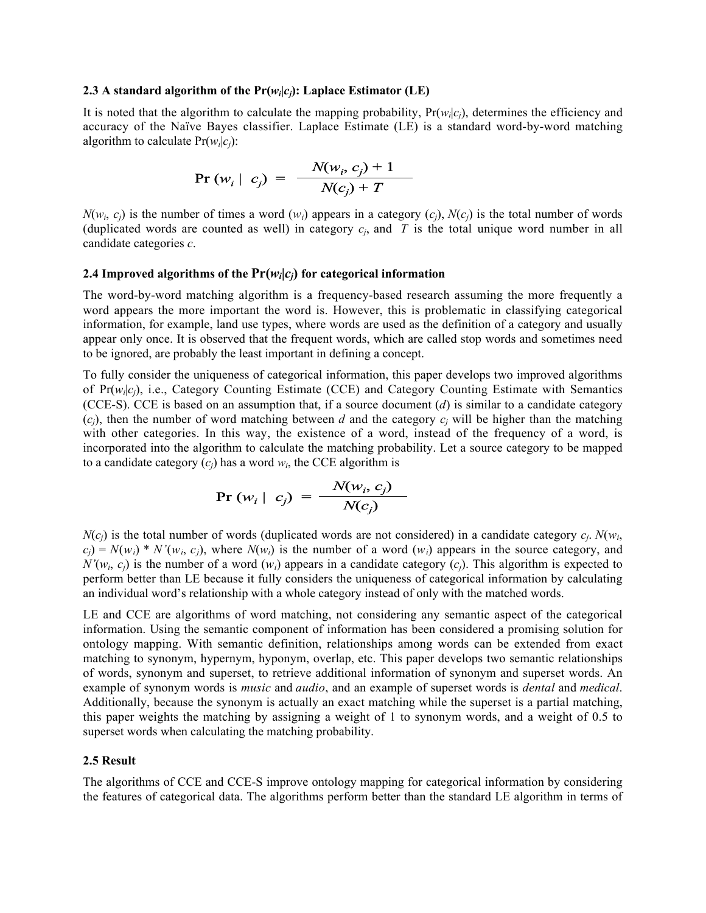### 2.3 A standard algorithm of the $\Pr(w_i|c_j)$: Laplace Estimator (LE)

It is noted that the algorithm to calculate the mapping probability, $\Pr(w_i|c_j)$, determines the efficiency and accuracy of the Naïve Bayes classifier. Laplace Estimate (LE) is a standard word-by-word matching algorithm to calculate $\Pr(w_i|c_j)$:

$$\Pr(w_i \mid c_j) = \frac{N(w_i, c_j) + 1}{N(c_j) + T}$$

$N(w_i, c_j)$ is the number of times a word ($w_i$) appears in a category ($c_j$), $N(c_j)$ is the total number of words (duplicated words are counted as well) in category $c_j$, and $T$ is the total unique word number in all candidate categories $c$.

### 2.4 Improved algorithms of the $\Pr(w_i|c_j)$ for categorical information

The word-by-word matching algorithm is a frequency-based research assuming the more frequently a word appears the more important the word is. However, this is problematic in classifying categorical information, for example, land use types, where words are used as the definition of a category and usually appear only once. It is observed that the frequent words, which are called stop words and sometimes need to be ignored, are probably the least important in defining a concept.

To fully consider the uniqueness of categorical information, this paper develops two improved algorithms of $\Pr(w_i|c_j)$, i.e., Category Counting Estimate (CCE) and Category Counting Estimate with Semantics (CCE-S). CCE is based on an assumption that, if a source document ($d$) is similar to a candidate category ($c_j$), then the number of word matching between $d$ and the category $c_j$ will be higher than the matching with other categories. In this way, the existence of a word, instead of the frequency of a word, is incorporated into the algorithm to calculate the matching probability. Let a source category to be mapped to a candidate category ($c_j$) has a word $w_i$, the CCE algorithm is

$$\Pr(w_i \mid c_j) = \frac{N(w_i, c_j)}{N(c_j)}$$

$N(c_j)$ is the total number of words (duplicated words are not considered) in a candidate category $c_j$. $N(w_i, c_j) = N(w_i) * N'(w_i, c_j)$, where $N(w_i)$ is the number of a word ($w_i$) appears in the source category, and $N'(w_i, c_j)$ is the number of a word ($w_i$) appears in a candidate category ($c_j$). This algorithm is expected to perform better than LE because it fully considers the uniqueness of categorical information by calculating an individual word's relationship with a whole category instead of only with the matched words.

LE and CCE are algorithms of word matching, not considering any semantic aspect of the categorical information. Using the semantic component of information has been considered a promising solution for ontology mapping. With semantic definition, relationships among words can be extended from exact matching to synonym, hypernym, hyponym, overlap, etc. This paper develops two semantic relationships of words, synonym and superset, to retrieve additional information of synonym and superset words. An example of synonym words is *music* and *audio*, and an example of superset words is *dental* and *medical*. Additionally, because the synonym is actually an exact matching while the superset is a partial matching, this paper weights the matching by assigning a weight of 1 to synonym words, and a weight of 0.5 to superset words when calculating the matching probability.

### 2.5 Result

The algorithms of CCE and CCE-S improve ontology mapping for categorical information by considering the features of categorical data. The algorithms perform better than the standard LE algorithm in terms of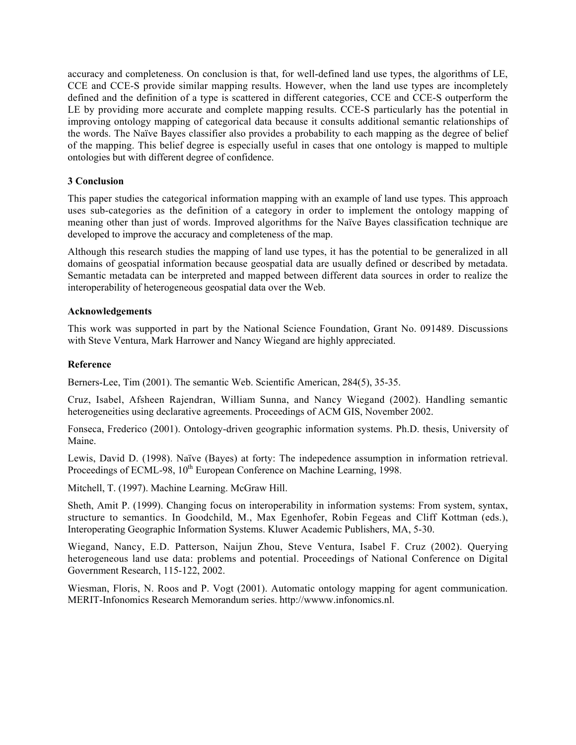accuracy and completeness. On conclusion is that, for well-defined land use types, the algorithms of LE, CCE and CCE-S provide similar mapping results. However, when the land use types are incompletely defined and the definition of a type is scattered in different categories, CCE and CCE-S outperform the LE by providing more accurate and complete mapping results. CCE-S particularly has the potential in improving ontology mapping of categorical data because it consults additional semantic relationships of the words. The Naïve Bayes classifier also provides a probability to each mapping as the degree of belief of the mapping. This belief degree is especially useful in cases that one ontology is mapped to multiple ontologies but with different degree of confidence.

### 3 Conclusion

This paper studies the categorical information mapping with an example of land use types. This approach uses sub-categories as the definition of a category in order to implement the ontology mapping of meaning other than just of words. Improved algorithms for the Naïve Bayes classification technique are developed to improve the accuracy and completeness of the map.

Although this research studies the mapping of land use types, it has the potential to be generalized in all domains of geospatial information because geospatial data are usually defined or described by metadata. Semantic metadata can be interpreted and mapped between different data sources in order to realize the interoperability of heterogeneous geospatial data over the Web.

### Acknowledgements

This work was supported in part by the National Science Foundation, Grant No. 091489. Discussions with Steve Ventura, Mark Harrower and Nancy Wiegand are highly appreciated.

### Reference

Berners-Lee, Tim (2001). The semantic Web. Scientific American, 284(5), 35-35.

Cruz, Isabel, Afsheen Rajendran, William Sunna, and Nancy Wiegand (2002). Handling semantic heterogeneities using declarative agreements. Proceedings of ACM GIS, November 2002.

Fonseca, Frederico (2001). Ontology-driven geographic information systems. Ph.D. thesis, University of Maine.

Lewis, David D. (1998). Naïve (Bayes) at forty: The indepedence assumption in information retrieval. Proceedings of ECML-98, 10th European Conference on Machine Learning, 1998.

Mitchell, T. (1997). Machine Learning. McGraw Hill.

Sheth, Amit P. (1999). Changing focus on interoperability in information systems: From system, syntax, structure to semantics. In Goodchild, M., Max Egenhofer, Robin Fegeas and Cliff Kottman (eds.), Interoperating Geographic Information Systems. Kluwer Academic Publishers, MA, 5-30.

Wiegand, Nancy, E.D. Patterson, Naijun Zhou, Steve Ventura, Isabel F. Cruz (2002). Querying heterogeneous land use data: problems and potential. Proceedings of National Conference on Digital Government Research, 115-122, 2002.

Wiesman, Floris, N. Roos and P. Vogt (2001). Automatic ontology mapping for agent communication. MERIT-Infonomics Research Memorandum series. http://wwww.infonomics.nl.